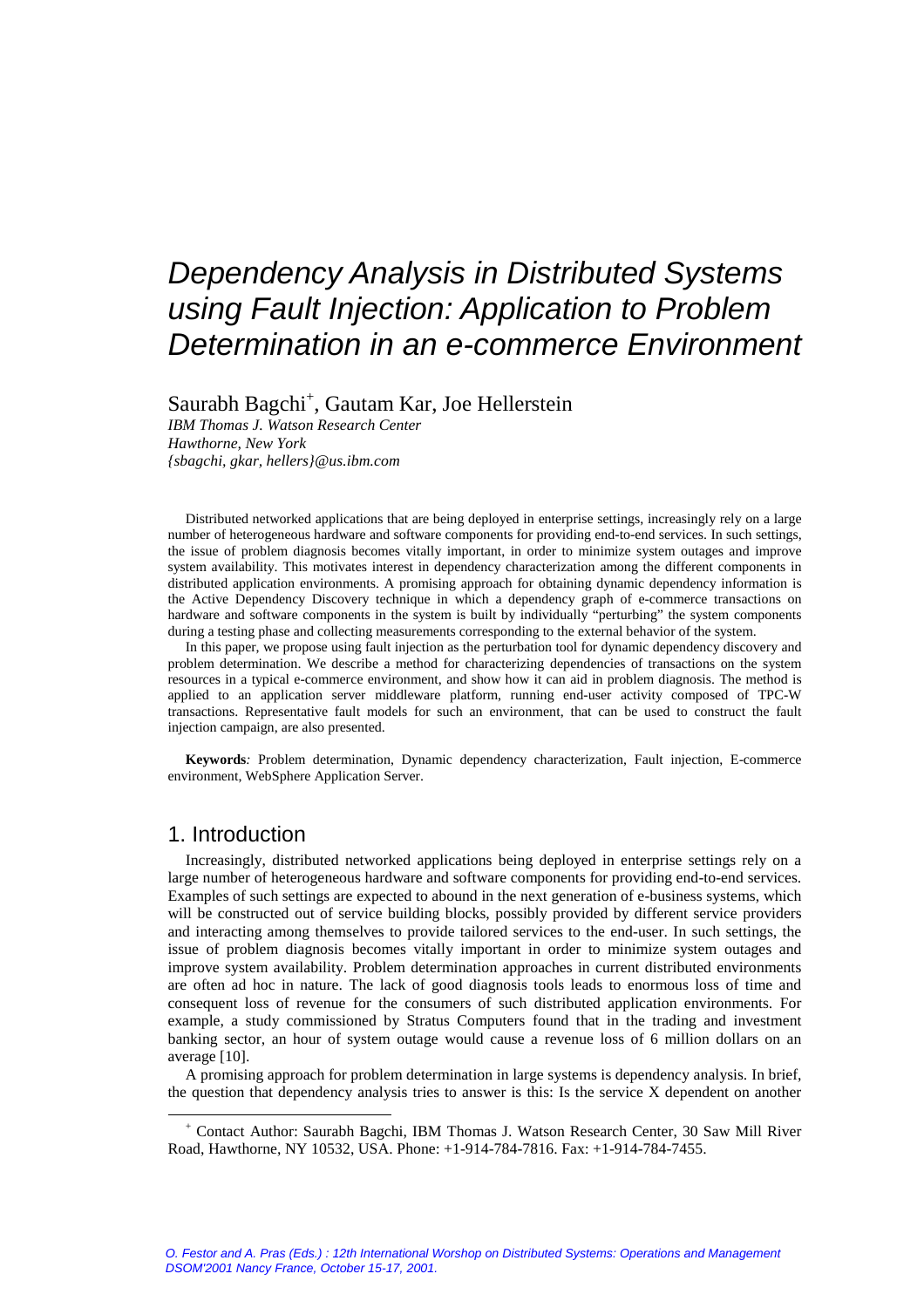# Dependency Analysis in Distributed Systems using Fault Injection: Application to Problem Determination in an e-commerce Environment

Saurabh Bagchi[+], Gautam Kar, Joe Hellerstein

*IBM Thomas J. Watson Research Center*
*Hawthorne, New York*
*{sbagchi, gkar, hellers}@us.ibm.com*

Distributed networked applications that are being deployed in enterprise settings, increasingly rely on a large number of heterogeneous hardware and software components for providing end-to-end services. In such settings, the issue of problem diagnosis becomes vitally important, in order to minimize system outages and improve system availability. This motivates interest in dependency characterization among the different components in distributed application environments. A promising approach for obtaining dynamic dependency information is the Active Dependency Discovery technique in which a dependency graph of e-commerce transactions on hardware and software components in the system is built by individually "perturbing" the system components during a testing phase and collecting measurements corresponding to the external behavior of the system.

In this paper, we propose using fault injection as the perturbation tool for dynamic dependency discovery and problem determination. We describe a method for characterizing dependencies of transactions on the system resources in a typical e-commerce environment, and show how it can aid in problem diagnosis. The method is applied to an application server middleware platform, running end-user activity composed of TPC-W transactions. Representative fault models for such an environment, that can be used to construct the fault injection campaign, are also presented.

**Keywords***:* Problem determination, Dynamic dependency characterization, Fault injection, E-commerce environment, WebSphere Application Server.

## 1. Introduction

Increasingly, distributed networked applications being deployed in enterprise settings rely on a large number of heterogeneous hardware and software components for providing end-to-end services. Examples of such settings are expected to abound in the next generation of e-business systems, which will be constructed out of service building blocks, possibly provided by different service providers and interacting among themselves to provide tailored services to the end-user. In such settings, the issue of problem diagnosis becomes vitally important in order to minimize system outages and improve system availability. Problem determination approaches in current distributed environments are often ad hoc in nature. The lack of good diagnosis tools leads to enormous loss of time and consequent loss of revenue for the consumers of such distributed application environments. For example, a study commissioned by Stratus Computers found that in the trading and investment banking sector, an hour of system outage would cause a revenue loss of 6 million dollars on an average [10].

A promising approach for problem determination in large systems is dependency analysis. In brief, the question that dependency analysis tries to answer is this: Is the service X dependent on another

[+] Contact Author: Saurabh Bagchi, IBM Thomas J. Watson Research Center, 30 Saw Mill River Road, Hawthorne, NY 10532, USA. Phone: +1-914-784-7816. Fax: +1-914-784-7455.

O. Festor and A. Pras (Eds.) : 12th International Worshop on Distributed Systems: Operations and Management DSOM'2001 Nancy France, October 15-17, 2001.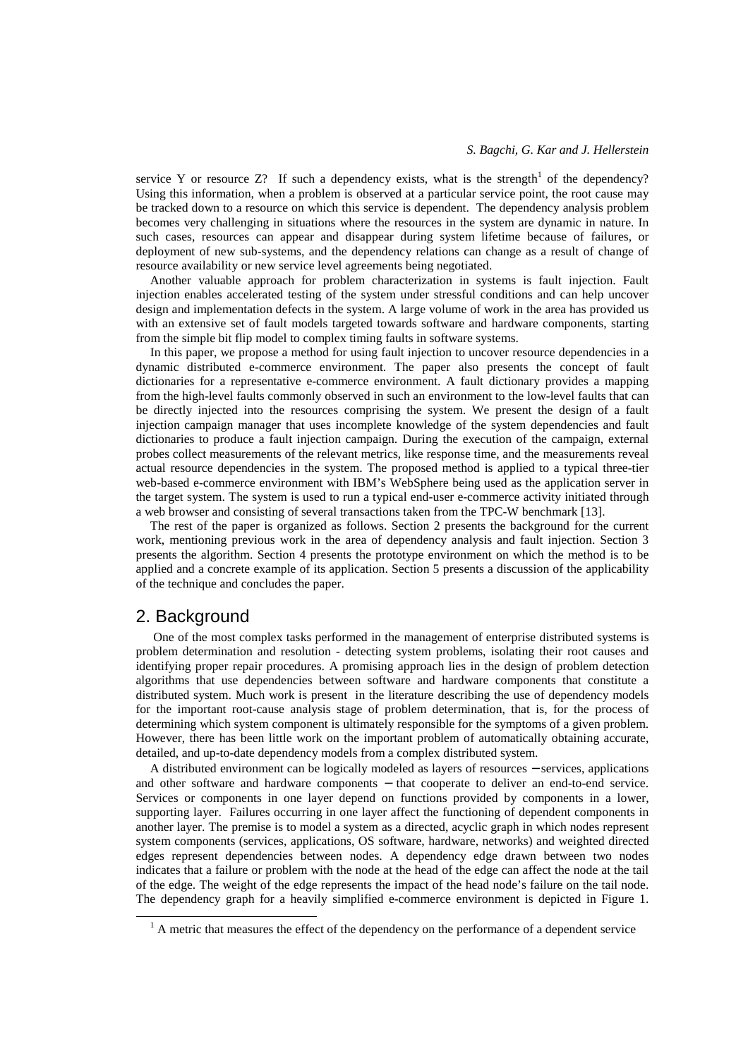service Y or resource Z? If such a dependency exists, what is the strength[1] of the dependency? Using this information, when a problem is observed at a particular service point, the root cause may be tracked down to a resource on which this service is dependent. The dependency analysis problem becomes very challenging in situations where the resources in the system are dynamic in nature. In such cases, resources can appear and disappear during system lifetime because of failures, or deployment of new sub-systems, and the dependency relations can change as a result of change of resource availability or new service level agreements being negotiated.

Another valuable approach for problem characterization in systems is fault injection. Fault injection enables accelerated testing of the system under stressful conditions and can help uncover design and implementation defects in the system. A large volume of work in the area has provided us with an extensive set of fault models targeted towards software and hardware components, starting from the simple bit flip model to complex timing faults in software systems.

In this paper, we propose a method for using fault injection to uncover resource dependencies in a dynamic distributed e-commerce environment. The paper also presents the concept of fault dictionaries for a representative e-commerce environment. A fault dictionary provides a mapping from the high-level faults commonly observed in such an environment to the low-level faults that can be directly injected into the resources comprising the system. We present the design of a fault injection campaign manager that uses incomplete knowledge of the system dependencies and fault dictionaries to produce a fault injection campaign. During the execution of the campaign, external probes collect measurements of the relevant metrics, like response time, and the measurements reveal actual resource dependencies in the system. The proposed method is applied to a typical three-tier web-based e-commerce environment with IBM's WebSphere being used as the application server in the target system. The system is used to run a typical end-user e-commerce activity initiated through a web browser and consisting of several transactions taken from the TPC-W benchmark [13].

The rest of the paper is organized as follows. Section 2 presents the background for the current work, mentioning previous work in the area of dependency analysis and fault injection. Section 3 presents the algorithm. Section 4 presents the prototype environment on which the method is to be applied and a concrete example of its application. Section 5 presents a discussion of the applicability of the technique and concludes the paper.

## 2. Background

One of the most complex tasks performed in the management of enterprise distributed systems is problem determination and resolution - detecting system problems, isolating their root causes and identifying proper repair procedures. A promising approach lies in the design of problem detection algorithms that use dependencies between software and hardware components that constitute a distributed system. Much work is present in the literature describing the use of dependency models for the important root-cause analysis stage of problem determination, that is, for the process of determining which system component is ultimately responsible for the symptoms of a given problem. However, there has been little work on the important problem of automatically obtaining accurate, detailed, and up-to-date dependency models from a complex distributed system.

A distributed environment can be logically modeled as layers of resources – services, applications and other software and hardware components – that cooperate to deliver an end-to-end service. Services or components in one layer depend on functions provided by components in a lower, supporting layer. Failures occurring in one layer affect the functioning of dependent components in another layer. The premise is to model a system as a directed, acyclic graph in which nodes represent system components (services, applications, OS software, hardware, networks) and weighted directed edges represent dependencies between nodes. A dependency edge drawn between two nodes indicates that a failure or problem with the node at the head of the edge can affect the node at the tail of the edge. The weight of the edge represents the impact of the head node's failure on the tail node. The dependency graph for a heavily simplified e-commerce environment is depicted in Figure 1.

[1] A metric that measures the effect of the dependency on the performance of a dependent service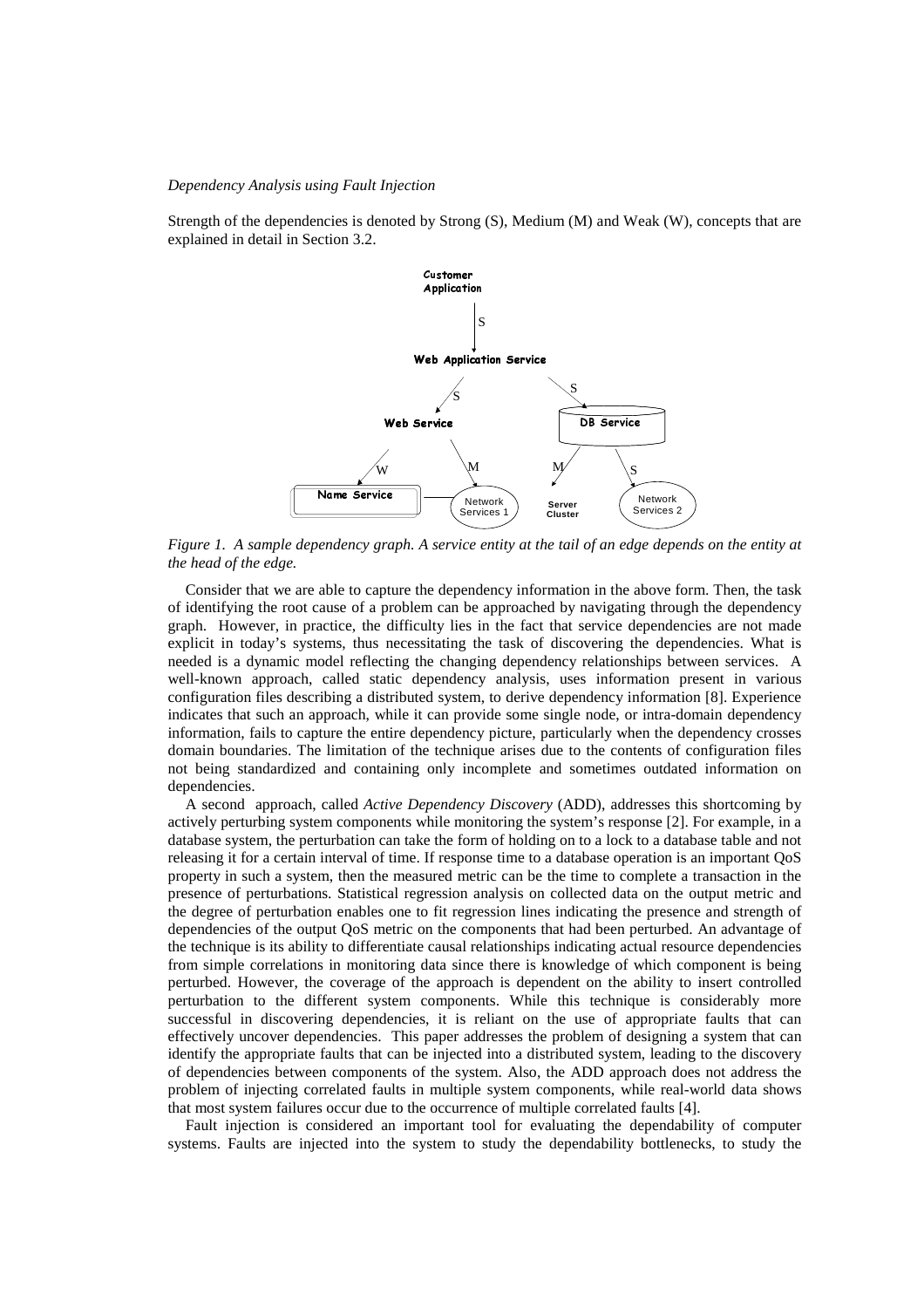Strength of the dependencies is denoted by Strong (S), Medium (M) and Weak (W), concepts that are explained in detail in Section 3.2.

Customer Application

S

Web Application Service

S

S

Web Service

DB Service

W

M

M

S

Name Service

Network Services 1

Server Cluster

Network Services 2

*Figure 1. A sample dependency graph. A service entity at the tail of an edge depends on the entity at the head of the edge.*

Consider that we are able to capture the dependency information in the above form. Then, the task of identifying the root cause of a problem can be approached by navigating through the dependency graph. However, in practice, the difficulty lies in the fact that service dependencies are not made explicit in today's systems, thus necessitating the task of discovering the dependencies. What is needed is a dynamic model reflecting the changing dependency relationships between services. A well-known approach, called static dependency analysis, uses information present in various configuration files describing a distributed system, to derive dependency information [8]. Experience indicates that such an approach, while it can provide some single node, or intra-domain dependency information, fails to capture the entire dependency picture, particularly when the dependency crosses domain boundaries. The limitation of the technique arises due to the contents of configuration files not being standardized and containing only incomplete and sometimes outdated information on dependencies.

A second approach, called *Active Dependency Discovery* (ADD), addresses this shortcoming by actively perturbing system components while monitoring the system's response [2]. For example, in a database system, the perturbation can take the form of holding on to a lock to a database table and not releasing it for a certain interval of time. If response time to a database operation is an important QoS property in such a system, then the measured metric can be the time to complete a transaction in the presence of perturbations. Statistical regression analysis on collected data on the output metric and the degree of perturbation enables one to fit regression lines indicating the presence and strength of dependencies of the output QoS metric on the components that had been perturbed. An advantage of the technique is its ability to differentiate causal relationships indicating actual resource dependencies from simple correlations in monitoring data since there is knowledge of which component is being perturbed. However, the coverage of the approach is dependent on the ability to insert controlled perturbation to the different system components. While this technique is considerably more successful in discovering dependencies, it is reliant on the use of appropriate faults that can effectively uncover dependencies. This paper addresses the problem of designing a system that can identify the appropriate faults that can be injected into a distributed system, leading to the discovery of dependencies between components of the system. Also, the ADD approach does not address the problem of injecting correlated faults in multiple system components, while real-world data shows that most system failures occur due to the occurrence of multiple correlated faults [4].

Fault injection is considered an important tool for evaluating the dependability of computer systems. Faults are injected into the system to study the dependability bottlenecks, to study the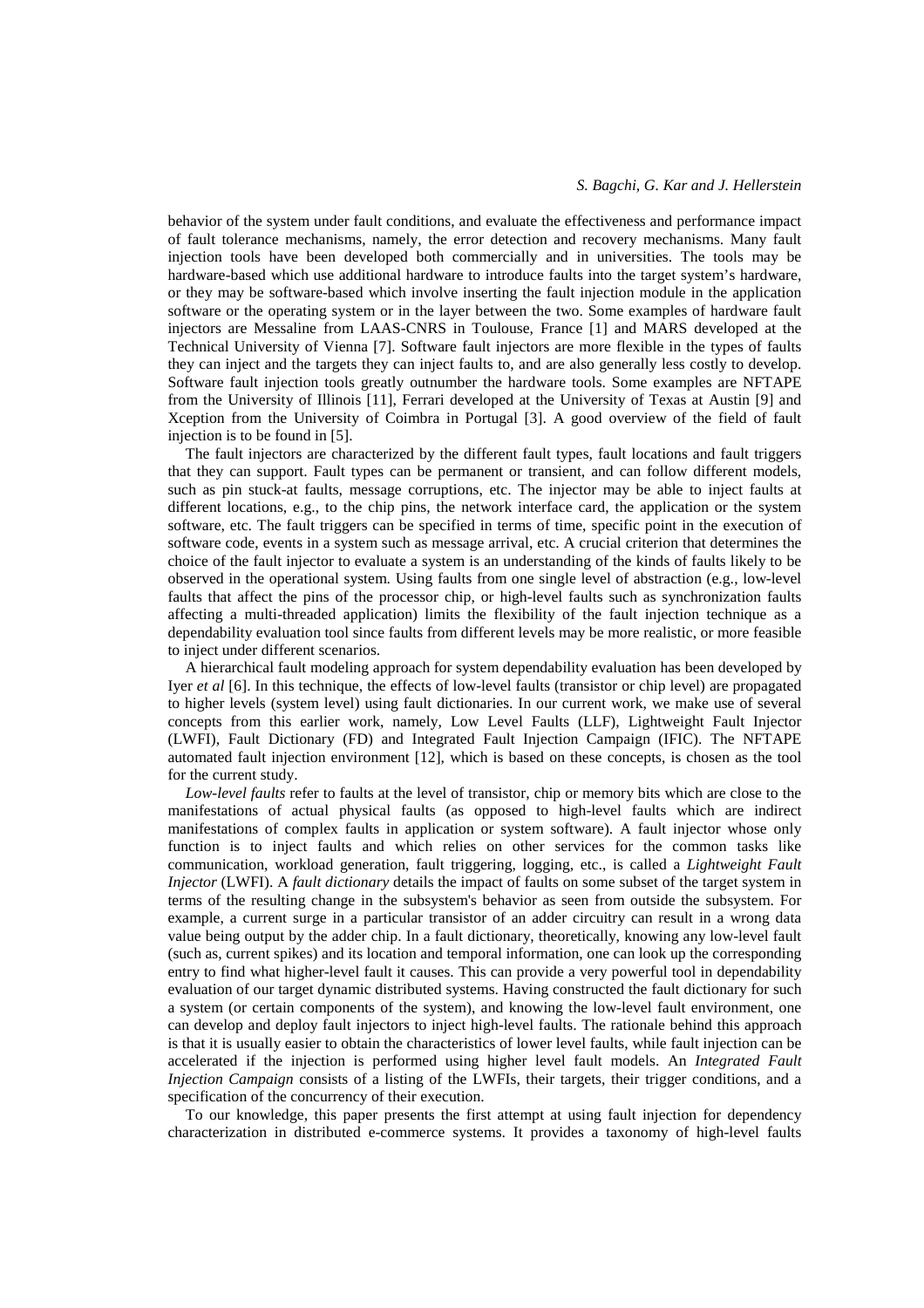behavior of the system under fault conditions, and evaluate the effectiveness and performance impact of fault tolerance mechanisms, namely, the error detection and recovery mechanisms. Many fault injection tools have been developed both commercially and in universities. The tools may be hardware-based which use additional hardware to introduce faults into the target system's hardware, or they may be software-based which involve inserting the fault injection module in the application software or the operating system or in the layer between the two. Some examples of hardware fault injectors are Messaline from LAAS-CNRS in Toulouse, France [1] and MARS developed at the Technical University of Vienna [7]. Software fault injectors are more flexible in the types of faults they can inject and the targets they can inject faults to, and are also generally less costly to develop. Software fault injection tools greatly outnumber the hardware tools. Some examples are NFTAPE from the University of Illinois [11], Ferrari developed at the University of Texas at Austin [9] and Xception from the University of Coimbra in Portugal [3]. A good overview of the field of fault injection is to be found in [5].

The fault injectors are characterized by the different fault types, fault locations and fault triggers that they can support. Fault types can be permanent or transient, and can follow different models, such as pin stuck-at faults, message corruptions, etc. The injector may be able to inject faults at different locations, e.g., to the chip pins, the network interface card, the application or the system software, etc. The fault triggers can be specified in terms of time, specific point in the execution of software code, events in a system such as message arrival, etc. A crucial criterion that determines the choice of the fault injector to evaluate a system is an understanding of the kinds of faults likely to be observed in the operational system. Using faults from one single level of abstraction (e.g., low-level faults that affect the pins of the processor chip, or high-level faults such as synchronization faults affecting a multi-threaded application) limits the flexibility of the fault injection technique as a dependability evaluation tool since faults from different levels may be more realistic, or more feasible to inject under different scenarios.

A hierarchical fault modeling approach for system dependability evaluation has been developed by Iyer *et al* [6]. In this technique, the effects of low-level faults (transistor or chip level) are propagated to higher levels (system level) using fault dictionaries. In our current work, we make use of several concepts from this earlier work, namely, Low Level Faults (LLF), Lightweight Fault Injector (LWFI), Fault Dictionary (FD) and Integrated Fault Injection Campaign (IFIC). The NFTAPE automated fault injection environment [12], which is based on these concepts, is chosen as the tool for the current study.

*Low-level faults* refer to faults at the level of transistor, chip or memory bits which are close to the manifestations of actual physical faults (as opposed to high-level faults which are indirect manifestations of complex faults in application or system software). A fault injector whose only function is to inject faults and which relies on other services for the common tasks like communication, workload generation, fault triggering, logging, etc., is called a *Lightweight Fault Injector* (LWFI). A *fault dictionary* details the impact of faults on some subset of the target system in terms of the resulting change in the subsystem's behavior as seen from outside the subsystem. For example, a current surge in a particular transistor of an adder circuitry can result in a wrong data value being output by the adder chip. In a fault dictionary, theoretically, knowing any low-level fault (such as, current spikes) and its location and temporal information, one can look up the corresponding entry to find what higher-level fault it causes. This can provide a very powerful tool in dependability evaluation of our target dynamic distributed systems. Having constructed the fault dictionary for such a system (or certain components of the system), and knowing the low-level fault environment, one can develop and deploy fault injectors to inject high-level faults. The rationale behind this approach is that it is usually easier to obtain the characteristics of lower level faults, while fault injection can be accelerated if the injection is performed using higher level fault models. An *Integrated Fault Injection Campaign* consists of a listing of the LWFIs, their targets, their trigger conditions, and a specification of the concurrency of their execution.

To our knowledge, this paper presents the first attempt at using fault injection for dependency characterization in distributed e-commerce systems. It provides a taxonomy of high-level faults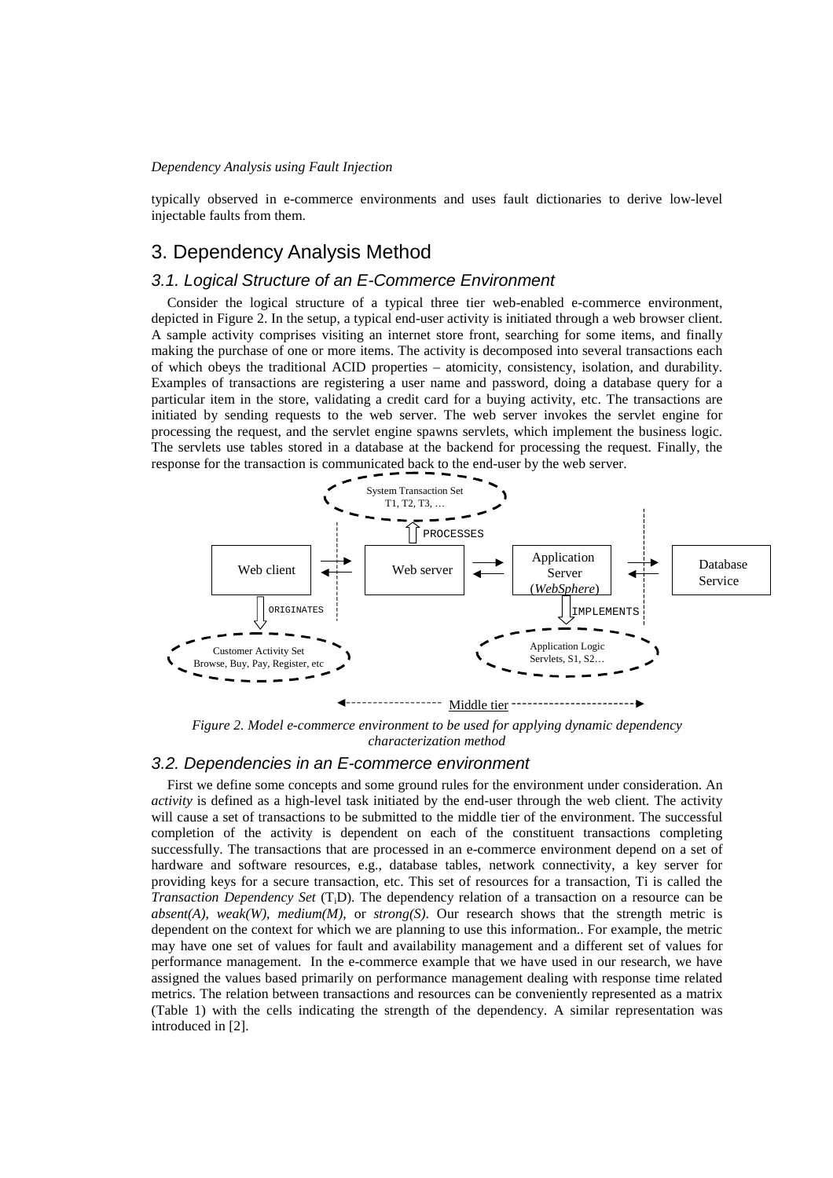typically observed in e-commerce environments and uses fault dictionaries to derive low-level injectable faults from them.

# 3. Dependency Analysis Method

## 3.1. Logical Structure of an E-Commerce Environment

Consider the logical structure of a typical three tier web-enabled e-commerce environment, depicted in Figure 2. In the setup, a typical end-user activity is initiated through a web browser client. A sample activity comprises visiting an internet store front, searching for some items, and finally making the purchase of one or more items. The activity is decomposed into several transactions each of which obeys the traditional ACID properties – atomicity, consistency, isolation, and durability. Examples of transactions are registering a user name and password, doing a database query for a particular item in the store, validating a credit card for a buying activity, etc. The transactions are initiated by sending requests to the web server. The web server invokes the servlet engine for processing the request, and the servlet engine spawns servlets, which implement the business logic. The servlets use tables stored in a database at the backend for processing the request. Finally, the response for the transaction is communicated back to the end-user by the web server.

System Transaction Set
T1, T2, T3, …

PROCESSES

Web client

Web server

Application Server (*WebSphere*)

Database Service

ORIGINATES

IMPLEMENTS

Customer Activity Set
Browse, Buy, Pay, Register, etc

Application Logic
Servlets, S1, S2…

Middle tier

*Figure 2. Model e-commerce environment to be used for applying dynamic dependency characterization method*

## 3.2. Dependencies in an E-commerce environment

First we define some concepts and some ground rules for the environment under consideration. An *activity* is defined as a high-level task initiated by the end-user through the web client. The activity will cause a set of transactions to be submitted to the middle tier of the environment. The successful completion of the activity is dependent on each of the constituent transactions completing successfully. The transactions that are processed in an e-commerce environment depend on a set of hardware and software resources, e.g., database tables, network connectivity, a key server for providing keys for a secure transaction, etc. This set of resources for a transaction, Ti is called the *Transaction Dependency Set* ($T_iD$). The dependency relation of a transaction on a resource can be *absent(A)*, *weak(W)*, *medium(M)*, or *strong(S)*. Our research shows that the strength metric is dependent on the context for which we are planning to use this information.. For example, the metric may have one set of values for fault and availability management and a different set of values for performance management. In the e-commerce example that we have used in our research, we have assigned the values based primarily on performance management dealing with response time related metrics. The relation between transactions and resources can be conveniently represented as a matrix (Table 1) with the cells indicating the strength of the dependency. A similar representation was introduced in [2].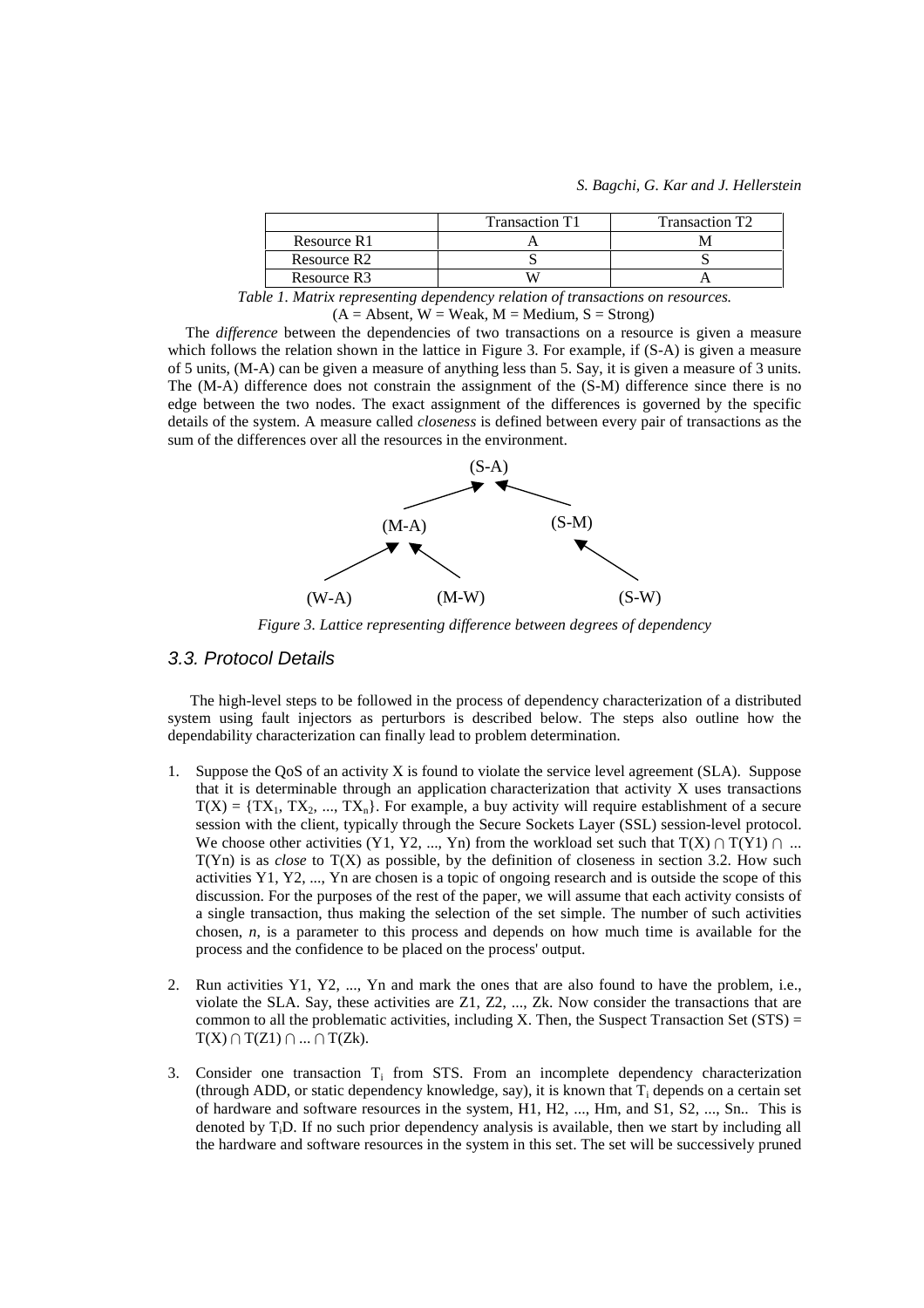| | Transaction T1 | Transaction T2 |
|---|---|---|
| Resource R1 | A | M |
| Resource R2 | S | S |
| Resource R3 | W | A |

*Table 1. Matrix representing dependency relation of transactions on resources.*
(A = Absent, W = Weak, M = Medium, S = Strong)

The *difference* between the dependencies of two transactions on a resource is given a measure which follows the relation shown in the lattice in Figure 3. For example, if (S-A) is given a measure of 5 units, (M-A) can be given a measure of anything less than 5. Say, it is given a measure of 3 units. The (M-A) difference does not constrain the assignment of the (S-M) difference since there is no edge between the two nodes. The exact assignment of the differences is governed by the specific details of the system. A measure called *closeness* is defined between every pair of transactions as the sum of the differences over all the resources in the environment.

(S-A)

(M-A)

(S-M)

(W-A)

(M-W)

(S-W)

*Figure 3. Lattice representing difference between degrees of dependency*

### 3.3. Protocol Details

The high-level steps to be followed in the process of dependency characterization of a distributed system using fault injectors as perturbors is described below. The steps also outline how the dependability characterization can finally lead to problem determination.

1. Suppose the QoS of an activity X is found to violate the service level agreement (SLA). Suppose that it is determinable through an application characterization that activity X uses transactions $T(X) = \{TX_1, TX_2, ..., TX_n\}$. For example, a buy activity will require establishment of a secure session with the client, typically through the Secure Sockets Layer (SSL) session-level protocol. We choose other activities (Y1, Y2, ..., Yn) from the workload set such that $T(X) \cap T(Y1) \cap ... T(Yn)$ is as *close* to T(X) as possible, by the definition of closeness in section 3.2. How such activities Y1, Y2, ..., Yn are chosen is a topic of ongoing research and is outside the scope of this discussion. For the purposes of the rest of the paper, we will assume that each activity consists of a single transaction, thus making the selection of the set simple. The number of such activities chosen, *n*, is a parameter to this process and depends on how much time is available for the process and the confidence to be placed on the process' output.

2. Run activities Y1, Y2, ..., Yn and mark the ones that are also found to have the problem, i.e., violate the SLA. Say, these activities are Z1, Z2, ..., Zk. Now consider the transactions that are common to all the problematic activities, including X. Then, the Suspect Transaction Set (STS) = $T(X) \cap T(Z1) \cap ... \cap T(Zk)$.

3. Consider one transaction $T_i$ from STS. From an incomplete dependency characterization (through ADD, or static dependency knowledge, say), it is known that $T_i$ depends on a certain set of hardware and software resources in the system, H1, H2, ..., Hm, and S1, S2, ..., Sn.. This is denoted by $T_iD$. If no such prior dependency analysis is available, then we start by including all the hardware and software resources in the system in this set. The set will be successively pruned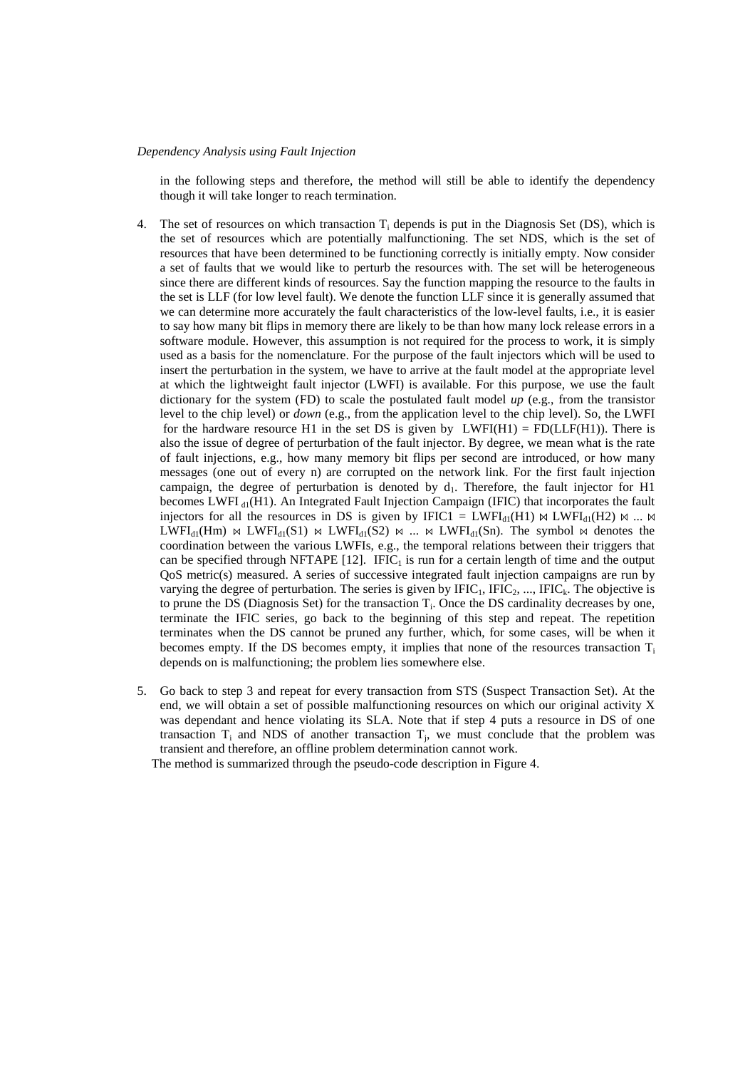in the following steps and therefore, the method will still be able to identify the dependency though it will take longer to reach termination.

4. The set of resources on which transaction $T_i$ depends is put in the Diagnosis Set (DS), which is the set of resources which are potentially malfunctioning. The set NDS, which is the set of resources that have been determined to be functioning correctly is initially empty. Now consider a set of faults that we would like to perturb the resources with. The set will be heterogeneous since there are different kinds of resources. Say the function mapping the resource to the faults in the set is LLF (for low level fault). We denote the function LLF since it is generally assumed that we can determine more accurately the fault characteristics of the low-level faults, i.e., it is easier to say how many bit flips in memory there are likely to be than how many lock release errors in a software module. However, this assumption is not required for the process to work, it is simply used as a basis for the nomenclature. For the purpose of the fault injectors which will be used to insert the perturbation in the system, we have to arrive at the fault model at the appropriate level at which the lightweight fault injector (LWFI) is available. For this purpose, we use the fault dictionary for the system (FD) to scale the postulated fault model *up* (e.g., from the transistor level to the chip level) or *down* (e.g., from the application level to the chip level). So, the LWFI for the hardware resource H1 in the set DS is given by $LWFI(H1) = FD(LLF(H1))$. There is also the issue of degree of perturbation of the fault injector. By degree, we mean what is the rate of fault injections, e.g., how many memory bit flips per second are introduced, or how many messages (one out of every n) are corrupted on the network link. For the first fault injection campaign, the degree of perturbation is denoted by $d_1$. Therefore, the fault injector for H1 becomes $LWFI_{d1}(H1)$. An Integrated Fault Injection Campaign (IFIC) that incorporates the fault injectors for all the resources in DS is given by $IFIC1 = LWFI_{d1}(H1) \bowtie LWFI_{d1}(H2) \bowtie ... \bowtie LWFI_{d1}(Hm) \bowtie LWFI_{d1}(S1) \bowtie LWFI_{d1}(S2) \bowtie ... \bowtie LWFI_{d1}(Sn)$. The symbol $\bowtie$ denotes the coordination between the various LWFIs, e.g., the temporal relations between their triggers that can be specified through NFTAPE [12]. $IFIC_1$ is run for a certain length of time and the output QoS metric(s) measured. A series of successive integrated fault injection campaigns are run by varying the degree of perturbation. The series is given by $IFIC_1$, $IFIC_2$, ..., $IFIC_k$. The objective is to prune the DS (Diagnosis Set) for the transaction $T_i$. Once the DS cardinality decreases by one, terminate the IFIC series, go back to the beginning of this step and repeat. The repetition terminates when the DS cannot be pruned any further, which, for some cases, will be when it becomes empty. If the DS becomes empty, it implies that none of the resources transaction $T_i$ depends on is malfunctioning; the problem lies somewhere else.

5. Go back to step 3 and repeat for every transaction from STS (Suspect Transaction Set). At the end, we will obtain a set of possible malfunctioning resources on which our original activity X was dependant and hence violating its SLA. Note that if step 4 puts a resource in DS of one transaction $T_i$ and NDS of another transaction $T_j$, we must conclude that the problem was transient and therefore, an offline problem determination cannot work.

The method is summarized through the pseudo-code description in Figure 4.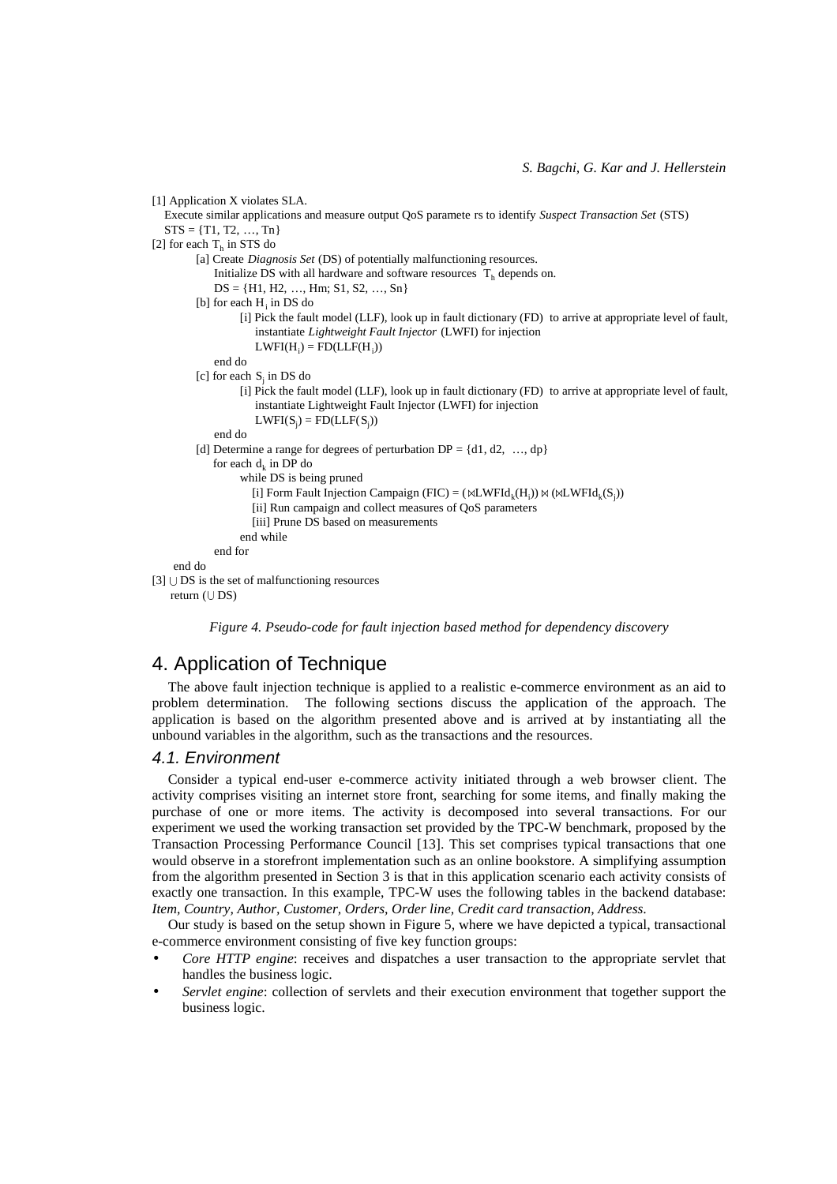[1] Application X violates SLA.
Execute similar applications and measure output QoS parameters to identify *Suspect Transaction Set* (STS)
STS = {T1, T2, …, Tn}
[2] for each $T_h$ in STS do
[a] Create *Diagnosis Set* (DS) of potentially malfunctioning resources.
Initialize DS with all hardware and software resources $T_h$ depends on.
DS = {H1, H2, …, Hm; S1, S2, …, Sn}
[b] for each $H_i$ in DS do
[i] Pick the fault model (LLF), look up in fault dictionary (FD) to arrive at appropriate level of fault, instantiate *Lightweight Fault Injector* (LWFI) for injection
$LWFI(H_i) = FD(LLF(H_i))$
end do
[c] for each $S_j$ in DS do
[i] Pick the fault model (LLF), look up in fault dictionary (FD) to arrive at appropriate level of fault, instantiate Lightweight Fault Injector (LWFI) for injection
$LWFI(S_j) = FD(LLF(S_j))$
end do
[d] Determine a range for degrees of perturbation DP = {d1, d2, …, dp}
for each $d_k$ in DP do
while DS is being pruned
[i] Form Fault Injection Campaign (FIC) = $(\bowtie LWFId_k(H_i)) \bowtie (\bowtie LWFId_k(S_j))$
[ii] Run campaign and collect measures of QoS parameters
[iii] Prune DS based on measurements
end while
end for
end do
[3] $\cup$ DS is the set of malfunctioning resources
return ($\cup$ DS)

*Figure 4. Pseudo-code for fault injection based method for dependency discovery*

# 4. Application of Technique

The above fault injection technique is applied to a realistic e-commerce environment as an aid to problem determination. The following sections discuss the application of the approach. The application is based on the algorithm presented above and is arrived at by instantiating all the unbound variables in the algorithm, such as the transactions and the resources.

## 4.1. Environment

Consider a typical end-user e-commerce activity initiated through a web browser client. The activity comprises visiting an internet store front, searching for some items, and finally making the purchase of one or more items. The activity is decomposed into several transactions. For our experiment we used the working transaction set provided by the TPC-W benchmark, proposed by the Transaction Processing Performance Council [13]. This set comprises typical transactions that one would observe in a storefront implementation such as an online bookstore. A simplifying assumption from the algorithm presented in Section 3 is that in this application scenario each activity consists of exactly one transaction. In this example, TPC-W uses the following tables in the backend database: *Item, Country, Author, Customer, Orders, Order line, Credit card transaction, Address.*

Our study is based on the setup shown in Figure 5, where we have depicted a typical, transactional e-commerce environment consisting of five key function groups:

- *Core HTTP engine*: receives and dispatches a user transaction to the appropriate servlet that handles the business logic.
- *Servlet engine*: collection of servlets and their execution environment that together support the business logic.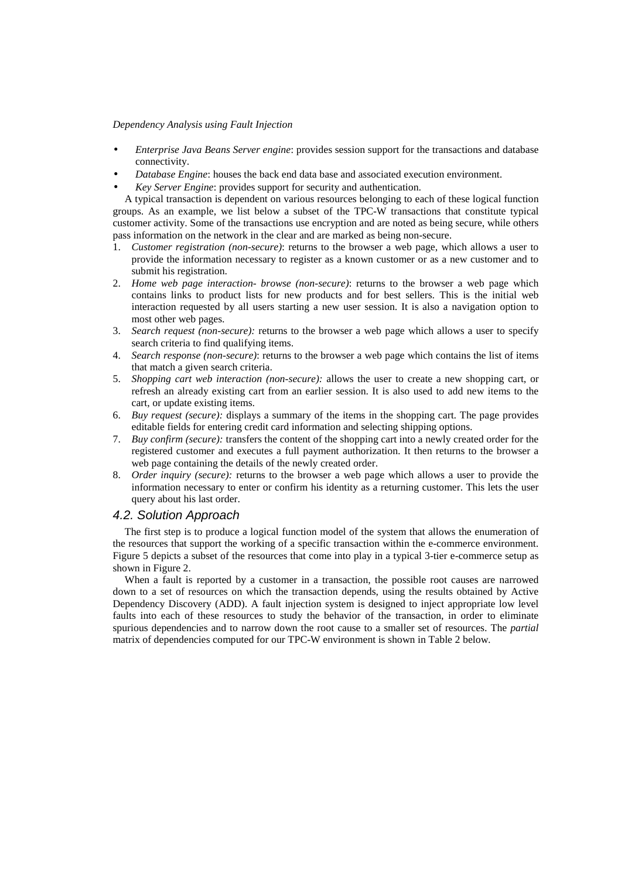- *Enterprise Java Beans Server engine*: provides session support for the transactions and database connectivity.
- *Database Engine*: houses the back end data base and associated execution environment.
- *Key Server Engine*: provides support for security and authentication.

A typical transaction is dependent on various resources belonging to each of these logical function groups. As an example, we list below a subset of the TPC-W transactions that constitute typical customer activity. Some of the transactions use encryption and are noted as being secure, while others pass information on the network in the clear and are marked as being non-secure.

1. *Customer registration (non-secure)*: returns to the browser a web page, which allows a user to provide the information necessary to register as a known customer or as a new customer and to submit his registration.
2. *Home web page interaction- browse (non-secure)*: returns to the browser a web page which contains links to product lists for new products and for best sellers. This is the initial web interaction requested by all users starting a new user session. It is also a navigation option to most other web pages.
3. *Search request (non-secure):* returns to the browser a web page which allows a user to specify search criteria to find qualifying items.
4. *Search response (non-secure)*: returns to the browser a web page which contains the list of items that match a given search criteria.
5. *Shopping cart web interaction (non-secure):* allows the user to create a new shopping cart, or refresh an already existing cart from an earlier session. It is also used to add new items to the cart, or update existing items.
6. *Buy request (secure):* displays a summary of the items in the shopping cart. The page provides editable fields for entering credit card information and selecting shipping options.
7. *Buy confirm (secure):* transfers the content of the shopping cart into a newly created order for the registered customer and executes a full payment authorization. It then returns to the browser a web page containing the details of the newly created order.
8. *Order inquiry (secure):* returns to the browser a web page which allows a user to provide the information necessary to enter or confirm his identity as a returning customer. This lets the user query about his last order.

## 4.2. Solution Approach

The first step is to produce a logical function model of the system that allows the enumeration of the resources that support the working of a specific transaction within the e-commerce environment. Figure 5 depicts a subset of the resources that come into play in a typical 3-tier e-commerce setup as shown in Figure 2.

When a fault is reported by a customer in a transaction, the possible root causes are narrowed down to a set of resources on which the transaction depends, using the results obtained by Active Dependency Discovery (ADD). A fault injection system is designed to inject appropriate low level faults into each of these resources to study the behavior of the transaction, in order to eliminate spurious dependencies and to narrow down the root cause to a smaller set of resources. The *partial* matrix of dependencies computed for our TPC-W environment is shown in Table 2 below.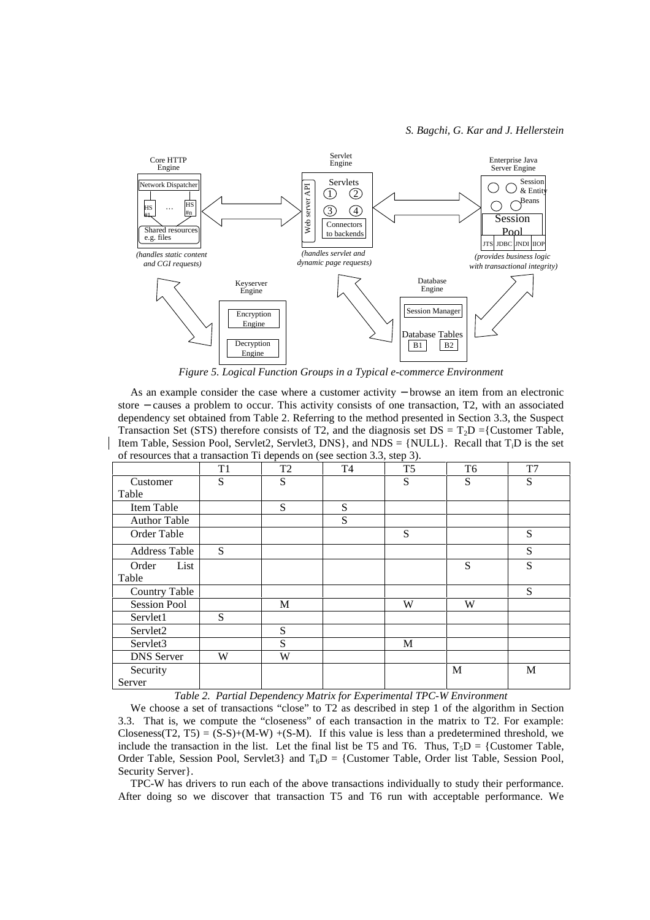Core HTTP Engine

Network Dispatcher

HS #1 … HS #n

Shared resources e.g. files

*(handles static content and CGI requests)*

Servlet Engine

Web server API

Servlets

1 2 3 4

Connectors to backends

*(handles servlet and dynamic page requests)*

Enterprise Java Server Engine

Session & Entity Beans

Session Pool

JTS JDBC JNDI IIOP

*(provides business logic with transactional integrity)*

Keyserver Engine

Encryption Engine

Decryption Engine

Database Engine

Session Manager

Database Tables

B1 B2

*Figure 5. Logical Function Groups in a Typical e-commerce Environment*

As an example consider the case where a customer activity − browse an item from an electronic store − causes a problem to occur. This activity consists of one transaction, T2, with an associated dependency set obtained from Table 2. Referring to the method presented in Section 3.3, the Suspect Transaction Set (STS) therefore consists of T2, and the diagnosis set DS = $T_2D$ ={Customer Table, Item Table, Session Pool, Servlet2, Servlet3, DNS}, and NDS = {NULL}. Recall that $T_iD$ is the set of resources that a transaction Ti depends on (see section 3.3, step 3).

| | T1 | T2 | T4 | T5 | T6 | T7 |
|---|---|---|---|---|---|---|
| Customer Table | S | S | | S | S | S |
| Item Table | | S | S | | | |
| Author Table | | | S | | | |
| Order Table | | | | S | | S |
| Address Table | S | | | | | S |
| Order List Table | | | | | S | S |
| Country Table | | | | | | S |
| Session Pool | | M | | W | W | |
| Servlet1 | S | | | | | |
| Servlet2 | | S | | | | |
| Servlet3 | | S | | M | | |
| DNS Server | W | W | | | | |
| Security Server | | | | | M | M |

*Table 2. Partial Dependency Matrix for Experimental TPC-W Environment*

We choose a set of transactions "close" to T2 as described in step 1 of the algorithm in Section 3.3. That is, we compute the "closeness" of each transaction in the matrix to T2. For example: Closeness(T2, T5) = (S-S)+(M-W) +(S-M). If this value is less than a predetermined threshold, we include the transaction in the list. Let the final list be T5 and T6. Thus, $T_5D$ = {Customer Table, Order Table, Session Pool, Servlet3} and $T_6D$ = {Customer Table, Order list Table, Session Pool, Security Server}.

TPC-W has drivers to run each of the above transactions individually to study their performance. After doing so we discover that transaction T5 and T6 run with acceptable performance. We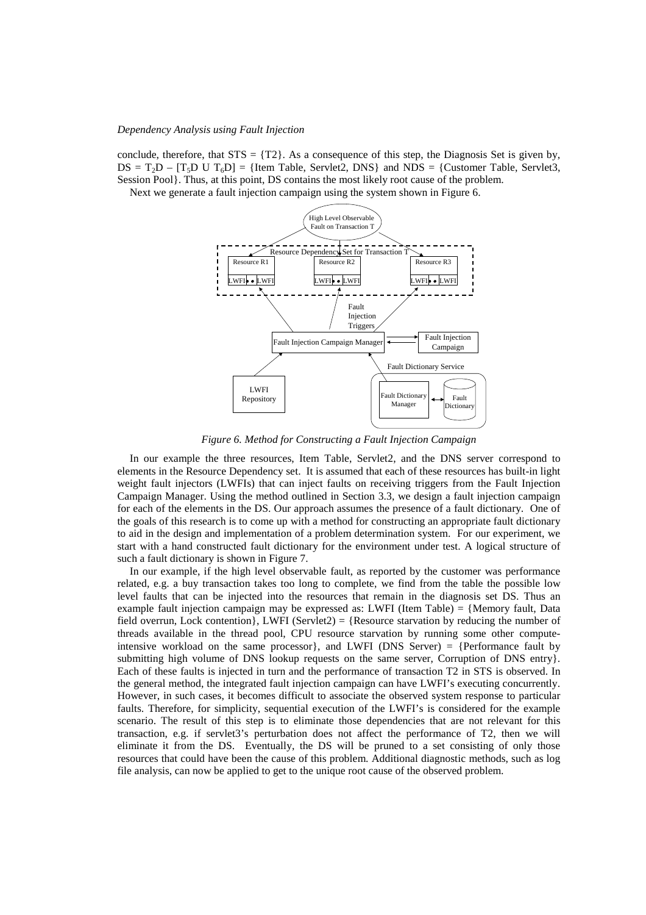conclude, therefore, that STS = {T2}. As a consequence of this step, the Diagnosis Set is given by, DS = $T_2D$ – [$T_5D$ U $T_6D$] = {Item Table, Servlet2, DNS} and NDS = {Customer Table, Servlet3, Session Pool}. Thus, at this point, DS contains the most likely root cause of the problem.

Next we generate a fault injection campaign using the system shown in Figure 6.

High Level Observable Fault on Transaction T

Resource Dependency Set for Transaction T

Resource R1

LWFI • LWFI

Resource R2

LWFI • LWFI

Resource R3

LWFI • LWFI

Fault Injection Triggers

Fault Injection Campaign Manager

Fault Injection Campaign

Fault Dictionary Service

LWFI Repository

Fault Dictionary Manager

Fault Dictionary

*Figure 6. Method for Constructing a Fault Injection Campaign*

In our example the three resources, Item Table, Servlet2, and the DNS server correspond to elements in the Resource Dependency set. It is assumed that each of these resources has built-in light weight fault injectors (LWFIs) that can inject faults on receiving triggers from the Fault Injection Campaign Manager. Using the method outlined in Section 3.3, we design a fault injection campaign for each of the elements in the DS. Our approach assumes the presence of a fault dictionary. One of the goals of this research is to come up with a method for constructing an appropriate fault dictionary to aid in the design and implementation of a problem determination system. For our experiment, we start with a hand constructed fault dictionary for the environment under test. A logical structure of such a fault dictionary is shown in Figure 7.

In our example, if the high level observable fault, as reported by the customer was performance related, e.g. a buy transaction takes too long to complete, we find from the table the possible low level faults that can be injected into the resources that remain in the diagnosis set DS. Thus an example fault injection campaign may be expressed as: LWFI (Item Table) = {Memory fault, Data field overrun, Lock contention}, LWFI (Servlet2) = {Resource starvation by reducing the number of threads available in the thread pool, CPU resource starvation by running some other compute-intensive workload on the same processor}, and LWFI (DNS Server) = {Performance fault by submitting high volume of DNS lookup requests on the same server, Corruption of DNS entry}. Each of these faults is injected in turn and the performance of transaction T2 in STS is observed. In the general method, the integrated fault injection campaign can have LWFI's executing concurrently. However, in such cases, it becomes difficult to associate the observed system response to particular faults. Therefore, for simplicity, sequential execution of the LWFI's is considered for the example scenario. The result of this step is to eliminate those dependencies that are not relevant for this transaction, e.g. if servlet3's perturbation does not affect the performance of T2, then we will eliminate it from the DS. Eventually, the DS will be pruned to a set consisting of only those resources that could have been the cause of this problem. Additional diagnostic methods, such as log file analysis, can now be applied to get to the unique root cause of the observed problem.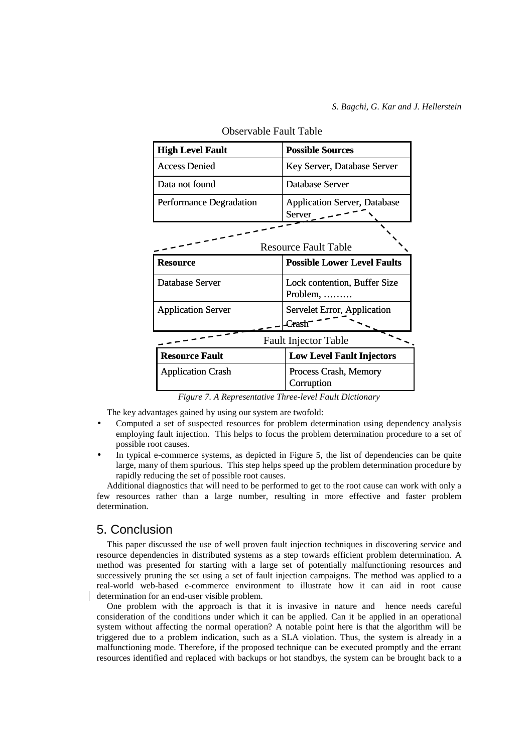Observable Fault Table

| High Level Fault | Possible Sources |
| --- | --- |
| Access Denied | Key Server, Database Server |
| Data not found | Database Server |
| Performance Degradation | Application Server, Database Server |

Resource Fault Table

| Resource | Possible Lower Level Faults |
| --- | --- |
| Database Server | Lock contention, Buffer Size Problem, ……… |
| Application Server | Servelet Error, Application Crash |

Fault Injector Table

| Resource Fault | Low Level Fault Injectors |
| --- | --- |
| Application Crash | Process Crash, Memory Corruption |

*Figure 7. A Representative Three-level Fault Dictionary*

The key advantages gained by using our system are twofold:

- Computed a set of suspected resources for problem determination using dependency analysis employing fault injection. This helps to focus the problem determination procedure to a set of possible root causes.
- In typical e-commerce systems, as depicted in Figure 5, the list of dependencies can be quite large, many of them spurious. This step helps speed up the problem determination procedure by rapidly reducing the set of possible root causes.

Additional diagnostics that will need to be performed to get to the root cause can work with only a few resources rather than a large number, resulting in more effective and faster problem determination.

## 5. Conclusion

This paper discussed the use of well proven fault injection techniques in discovering service and resource dependencies in distributed systems as a step towards efficient problem determination. A method was presented for starting with a large set of potentially malfunctioning resources and successively pruning the set using a set of fault injection campaigns. The method was applied to a real-world web-based e-commerce environment to illustrate how it can aid in root cause determination for an end-user visible problem.

One problem with the approach is that it is invasive in nature and hence needs careful consideration of the conditions under which it can be applied. Can it be applied in an operational system without affecting the normal operation? A notable point here is that the algorithm will be triggered due to a problem indication, such as a SLA violation. Thus, the system is already in a malfunctioning mode. Therefore, if the proposed technique can be executed promptly and the errant resources identified and replaced with backups or hot standbys, the system can be brought back to a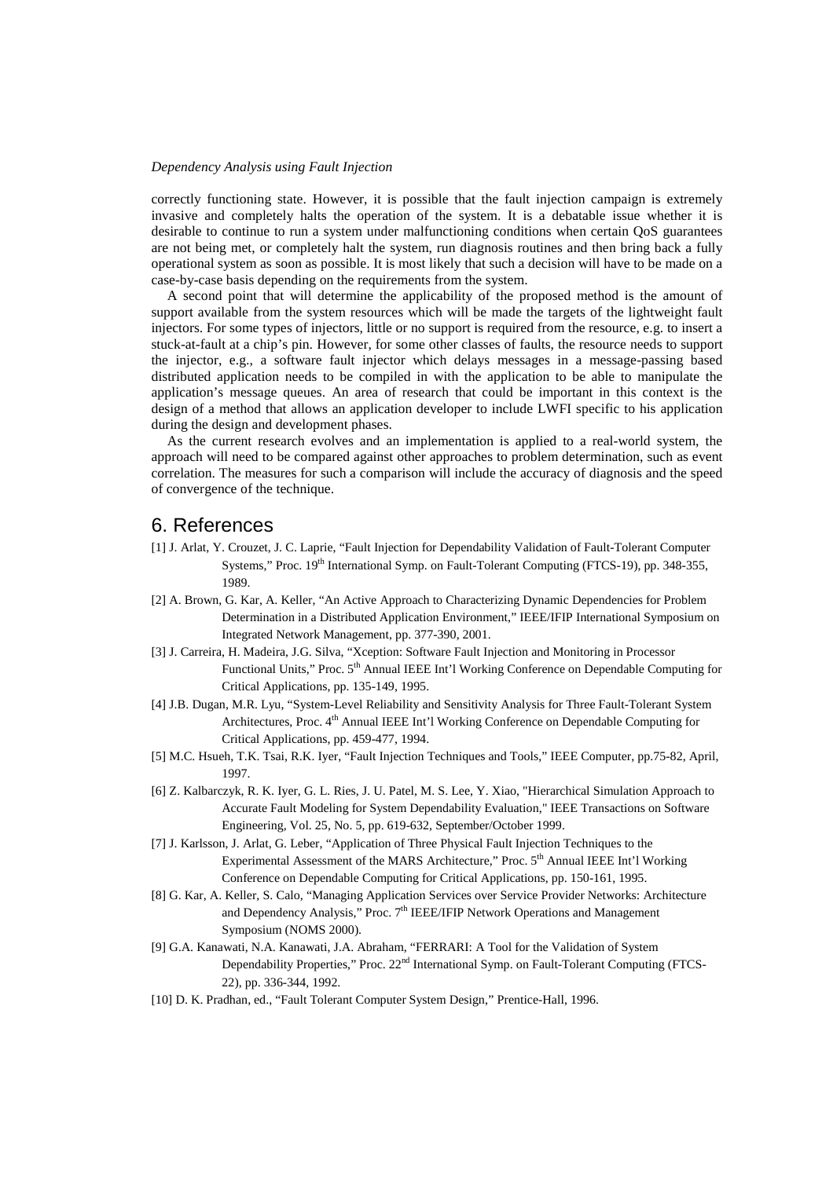correctly functioning state. However, it is possible that the fault injection campaign is extremely invasive and completely halts the operation of the system. It is a debatable issue whether it is desirable to continue to run a system under malfunctioning conditions when certain QoS guarantees are not being met, or completely halt the system, run diagnosis routines and then bring back a fully operational system as soon as possible. It is most likely that such a decision will have to be made on a case-by-case basis depending on the requirements from the system.

A second point that will determine the applicability of the proposed method is the amount of support available from the system resources which will be made the targets of the lightweight fault injectors. For some types of injectors, little or no support is required from the resource, e.g. to insert a stuck-at-fault at a chip's pin. However, for some other classes of faults, the resource needs to support the injector, e.g., a software fault injector which delays messages in a message-passing based distributed application needs to be compiled in with the application to be able to manipulate the application's message queues. An area of research that could be important in this context is the design of a method that allows an application developer to include LWFI specific to his application during the design and development phases.

As the current research evolves and an implementation is applied to a real-world system, the approach will need to be compared against other approaches to problem determination, such as event correlation. The measures for such a comparison will include the accuracy of diagnosis and the speed of convergence of the technique.

## 6. References

[1] J. Arlat, Y. Crouzet, J. C. Laprie, "Fault Injection for Dependability Validation of Fault-Tolerant Computer Systems," Proc. 19th International Symp. on Fault-Tolerant Computing (FTCS-19), pp. 348-355, 1989.

[2] A. Brown, G. Kar, A. Keller, "An Active Approach to Characterizing Dynamic Dependencies for Problem Determination in a Distributed Application Environment," IEEE/IFIP International Symposium on Integrated Network Management, pp. 377-390, 2001.

[3] J. Carreira, H. Madeira, J.G. Silva, "Xception: Software Fault Injection and Monitoring in Processor Functional Units," Proc. 5th Annual IEEE Int'l Working Conference on Dependable Computing for Critical Applications, pp. 135-149, 1995.

[4] J.B. Dugan, M.R. Lyu, "System-Level Reliability and Sensitivity Analysis for Three Fault-Tolerant System Architectures, Proc. 4th Annual IEEE Int'l Working Conference on Dependable Computing for Critical Applications, pp. 459-477, 1994.

[5] M.C. Hsueh, T.K. Tsai, R.K. Iyer, "Fault Injection Techniques and Tools," IEEE Computer, pp.75-82, April, 1997.

[6] Z. Kalbarczyk, R. K. Iyer, G. L. Ries, J. U. Patel, M. S. Lee, Y. Xiao, "Hierarchical Simulation Approach to Accurate Fault Modeling for System Dependability Evaluation," IEEE Transactions on Software Engineering, Vol. 25, No. 5, pp. 619-632, September/October 1999.

[7] J. Karlsson, J. Arlat, G. Leber, "Application of Three Physical Fault Injection Techniques to the Experimental Assessment of the MARS Architecture," Proc. 5th Annual IEEE Int'l Working Conference on Dependable Computing for Critical Applications, pp. 150-161, 1995.

[8] G. Kar, A. Keller, S. Calo, "Managing Application Services over Service Provider Networks: Architecture and Dependency Analysis," Proc. 7th IEEE/IFIP Network Operations and Management Symposium (NOMS 2000).

[9] G.A. Kanawati, N.A. Kanawati, J.A. Abraham, "FERRARI: A Tool for the Validation of System Dependability Properties," Proc. 22nd International Symp. on Fault-Tolerant Computing (FTCS-22), pp. 336-344, 1992.

[10] D. K. Pradhan, ed., "Fault Tolerant Computer System Design," Prentice-Hall, 1996.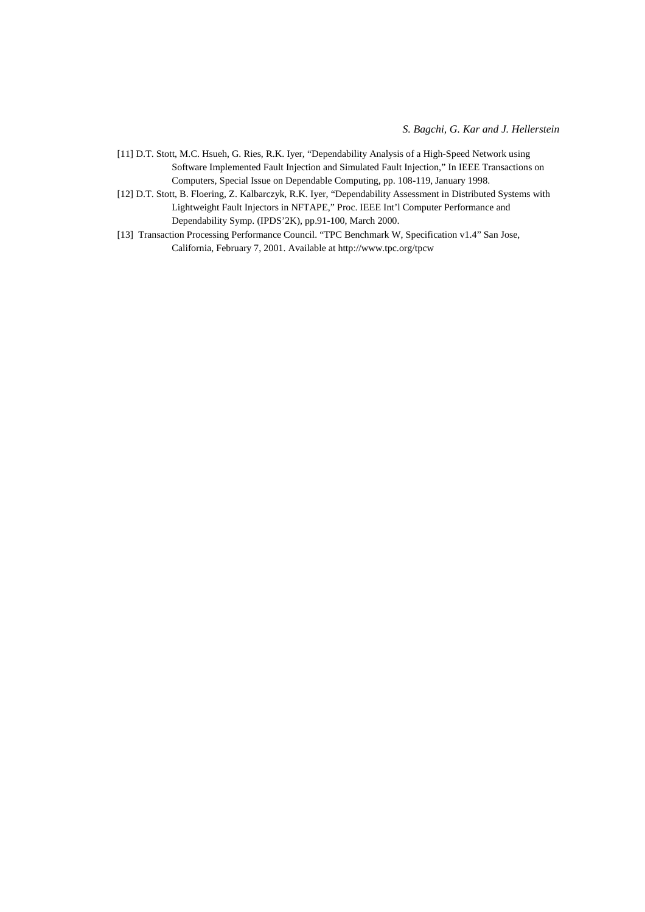[11] D.T. Stott, M.C. Hsueh, G. Ries, R.K. Iyer, "Dependability Analysis of a High-Speed Network using Software Implemented Fault Injection and Simulated Fault Injection," In IEEE Transactions on Computers, Special Issue on Dependable Computing, pp. 108-119, January 1998.

[12] D.T. Stott, B. Floering, Z. Kalbarczyk, R.K. Iyer, "Dependability Assessment in Distributed Systems with Lightweight Fault Injectors in NFTAPE," Proc. IEEE Int'l Computer Performance and Dependability Symp. (IPDS'2K), pp.91-100, March 2000.

[13] Transaction Processing Performance Council. "TPC Benchmark W, Specification v1.4" San Jose, California, February 7, 2001. Available at http://www.tpc.org/tpcw